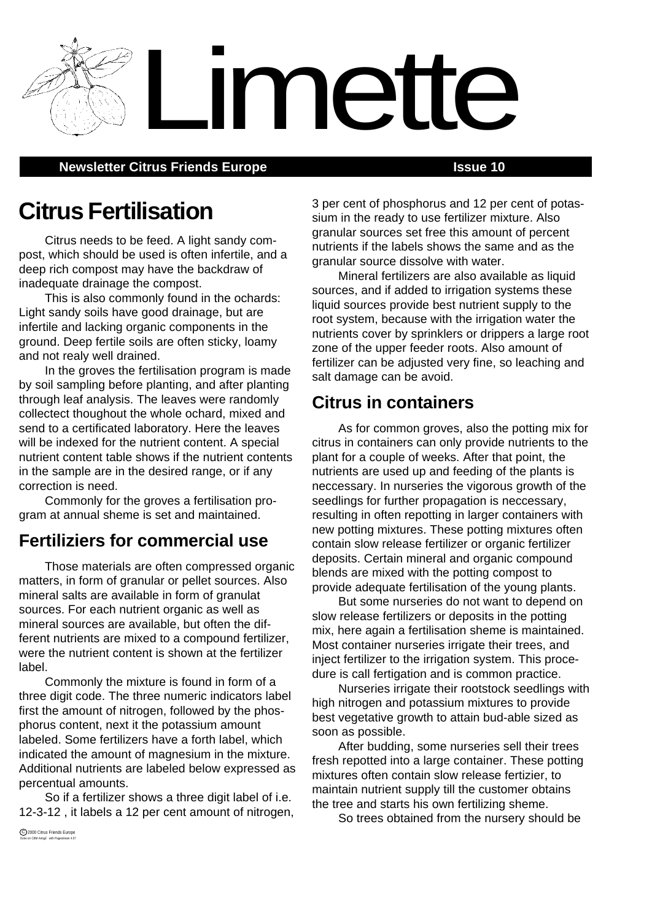# Limette

**Newsletter Citrus Friends Europe** **Issue 10**

# Citrus Fertilisation

Citrus needs to be feed. A light sandy compost, which should be used is often infertile, and a deep rich compost may have the backdraw of inadequate drainage the compost.

This is also commonly found in the ochards: Light sandy soils have good drainage, but are infertile and lacking organic components in the ground. Deep fertile soils are often sticky, loamy and not realy well drained.

In the groves the fertilisation program is made by soil sampling before planting, and after planting through leaf analysis. The leaves were randomly collectect thoughout the whole ochard, mixed and send to a certificated laboratory. Here the leaves will be indexed for the nutrient content. A special nutrient content table shows if the nutrient contents in the sample are in the desired range, or if any correction is need.

Commonly for the groves a fertilisation program at annual sheme is set and maintained.

## Fertiliziers for commercial use

Those materials are often compressed organic matters, in form of granular or pellet sources. Also mineral salts are available in form of granulat sources. For each nutrient organic as well as mineral sources are available, but often the different nutrients are mixed to a compound fertilizer, were the nutrient content is shown at the fertilizer label.

Commonly the mixture is found in form of a three digit code. The three numeric indicators label first the amount of nitrogen, followed by the phosphorus content, next it the potassium amount labeled. Some fertilizers have a forth label, which indicated the amount of magnesium in the mixture. Additional nutrients are labeled below expressed as percentual amounts.

So if a fertilizer shows a three digit label of i.e. 12-3-12 , it labels a 12 per cent amount of nitrogen, 3 per cent of phosphorus and 12 per cent of potassium in the ready to use fertilizer mixture. Also granular sources set free this amount of percent nutrients if the labels shows the same and as the granular source dissolve with water.

Mineral fertilizers are also available as liquid sources, and if added to irrigation systems these liquid sources provide best nutrient supply to the root system, because with the irrigation water the nutrients cover by sprinklers or drippers a large root zone of the upper feeder roots. Also amount of fertilizer can be adjusted very fine, so leaching and salt damage can be avoid.

## Citrus in containers

As for common groves, also the potting mix for citrus in containers can only provide nutrients to the plant for a couple of weeks. After that point, the nutrients are used up and feeding of the plants is neccessary. In nurseries the vigorous growth of the seedlings for further propagation is neccessary, resulting in often repotting in larger containers with new potting mixtures. These potting mixtures often contain slow release fertilizer or organic fertilizer deposits. Certain mineral and organic compound blends are mixed with the potting compost to provide adequate fertilisation of the young plants.

But some nurseries do not want to depend on slow release fertilizers or deposits in the potting mix, here again a fertilisation sheme is maintained. Most container nurseries irrigate their trees, and inject fertilizer to the irrigation system. This procedure is call fertigation and is common practice.

Nurseries irrigate their rootstock seedlings with high nitrogen and potassium mixtures to provide best vegetative growth to attain bud-able sized as soon as possible.

After budding, some nurseries sell their trees fresh repotted into a large container. These potting mixtures often contain slow release fertizier, to maintain nutrient supply till the customer obtains the tree and starts his own fertilizing sheme.

So trees obtained from the nursery should be

© 2000 Citrus Friends Europe
Done on CBM Amiga with Pagestream 4.07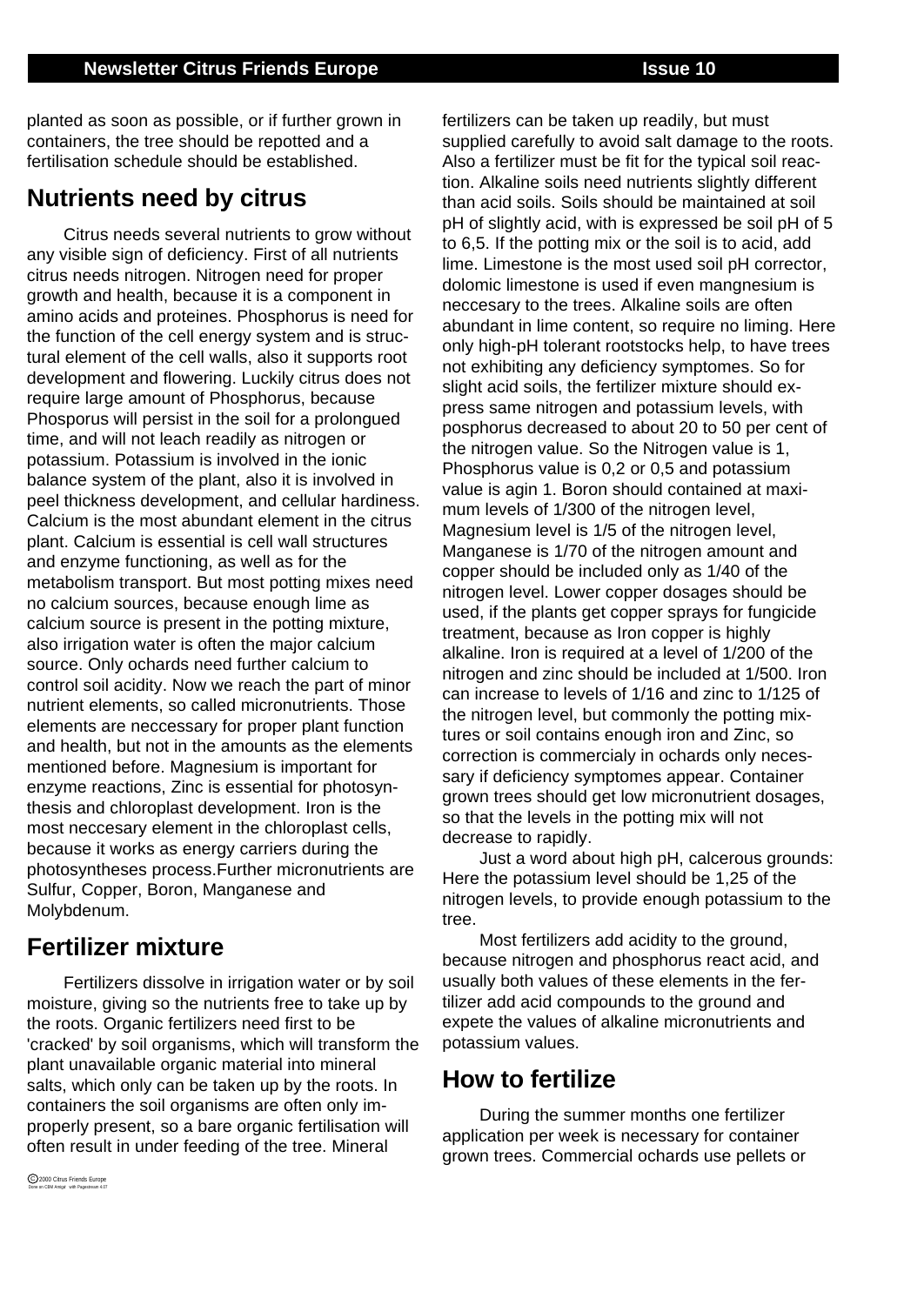planted as soon as possible, or if further grown in containers, the tree should be repotted and a fertilisation schedule should be established.

## Nutrients need by citrus

Citrus needs several nutrients to grow without any visible sign of deficiency. First of all nutrients citrus needs nitrogen. Nitrogen need for proper growth and health, because it is a component in amino acids and proteines. Phosphorus is need for the function of the cell energy system and is structural element of the cell walls, also it supports root development and flowering. Luckily citrus does not require large amount of Phosphorus, because Phosporus will persist in the soil for a prolongued time, and will not leach readily as nitrogen or potassium. Potassium is involved in the ionic balance system of the plant, also it is involved in peel thickness development, and cellular hardiness. Calcium is the most abundant element in the citrus plant. Calcium is essential is cell wall structures and enzyme functioning, as well as for the metabolism transport. But most potting mixes need no calcium sources, because enough lime as calcium source is present in the potting mixture, also irrigation water is often the major calcium source. Only ochards need further calcium to control soil acidity. Now we reach the part of minor nutrient elements, so called micronutrients. Those elements are neccessary for proper plant function and health, but not in the amounts as the elements mentioned before. Magnesium is important for enzyme reactions, Zinc is essential for photosynthesis and chloroplast development. Iron is the most neccesary element in the chloroplast cells, because it works as energy carriers during the photosyntheses process.Further micronutrients are Sulfur, Copper, Boron, Manganese and Molybdenum.

## Fertilizer mixture

Fertilizers dissolve in irrigation water or by soil moisture, giving so the nutrients free to take up by the roots. Organic fertilizers need first to be 'cracked' by soil organisms, which will transform the plant unavailable organic material into mineral salts, which only can be taken up by the roots. In containers the soil organisms are often only improperly present, so a bare organic fertilisation will often result in under feeding of the tree. Mineral fertilizers can be taken up readily, but must supplied carefully to avoid salt damage to the roots. Also a fertilizer must be fit for the typical soil reaction. Alkaline soils need nutrients slightly different than acid soils. Soils should be maintained at soil pH of slightly acid, with is expressed be soil pH of 5 to 6,5. If the potting mix or the soil is to acid, add lime. Limestone is the most used soil pH corrector, dolomic limestone is used if even mangnesium is neccesary to the trees. Alkaline soils are often abundant in lime content, so require no liming. Here only high-pH tolerant rootstocks help, to have trees not exhibiting any deficiency symptomes. So for slight acid soils, the fertilizer mixture should express same nitrogen and potassium levels, with posphorus decreased to about 20 to 50 per cent of the nitrogen value. So the Nitrogen value is 1, Phosphorus value is 0,2 or 0,5 and potassium value is agin 1. Boron should contained at maximum levels of 1/300 of the nitrogen level, Magnesium level is 1/5 of the nitrogen level, Manganese is 1/70 of the nitrogen amount and copper should be included only as 1/40 of the nitrogen level. Lower copper dosages should be used, if the plants get copper sprays for fungicide treatment, because as Iron copper is highly alkaline. Iron is required at a level of 1/200 of the nitrogen and zinc should be included at 1/500. Iron can increase to levels of 1/16 and zinc to 1/125 of the nitrogen level, but commonly the potting mixtures or soil contains enough iron and Zinc, so correction is commercialy in ochards only necessary if deficiency symptomes appear. Container grown trees should get low micronutrient dosages, so that the levels in the potting mix will not decrease to rapidly.

Just a word about high pH, calcerous grounds: Here the potassium level should be 1,25 of the nitrogen levels, to provide enough potassium to the tree.

Most fertilizers add acidity to the ground, because nitrogen and phosphorus react acid, and usually both values of these elements in the fertilizer add acid compounds to the ground and expete the values of alkaline micronutrients and potassium values.

## How to fertilize

During the summer months one fertilizer application per week is necessary for container grown trees. Commercial ochards use pellets or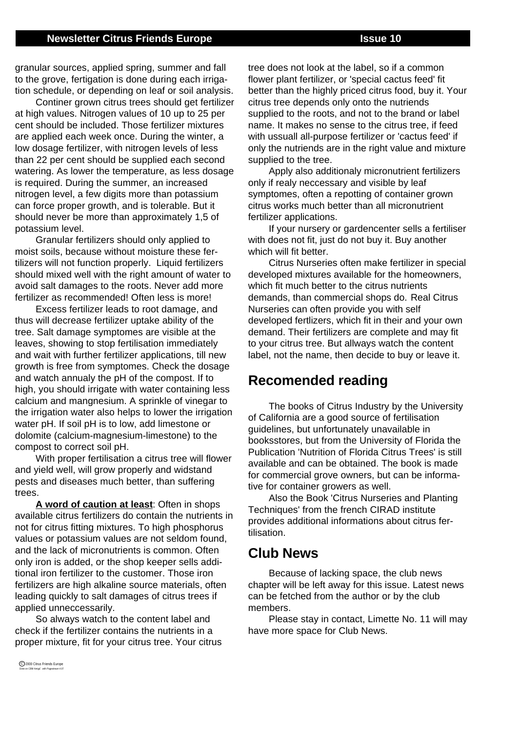granular sources, applied spring, summer and fall to the grove, fertigation is done during each irrigation schedule, or depending on leaf or soil analysis.

Continer grown citrus trees should get fertilizer at high values. Nitrogen values of 10 up to 25 per cent should be included. Those fertilizer mixtures are applied each week once. During the winter, a low dosage fertilizer, with nitrogen levels of less than 22 per cent should be supplied each second watering. As lower the temperature, as less dosage is required. During the summer, an increased nitrogen level, a few digits more than potassium can force proper growth, and is tolerable. But it should never be more than approximately 1,5 of potassium level.

Granular fertilizers should only applied to moist soils, because without moisture these fertilizers will not function properly. Liquid fertilizers should mixed well with the right amount of water to avoid salt damages to the roots. Never add more fertilizer as recommended! Often less is more!

Excess fertilizer leads to root damage, and thus will decrease fertilizer uptake ability of the tree. Salt damage symptomes are visible at the leaves, showing to stop fertilisation immediately and wait with further fertilizer applications, till new growth is free from symptomes. Check the dosage and watch annualy the pH of the compost. If to high, you should irrigate with water containing less calcium and mangnesium. A sprinkle of vinegar to the irrigation water also helps to lower the irrigation water pH. If soil pH is to low, add limestone or dolomite (calcium-magnesium-limestone) to the compost to correct soil pH.

With proper fertilisation a citrus tree will flower and yield well, will grow properly and widstand pests and diseases much better, than suffering trees.

**A word of caution at least**: Often in shops available citrus fertilizers do contain the nutrients in not for citrus fitting mixtures. To high phosphorus values or potassium values are not seldom found, and the lack of micronutrients is common. Often only iron is added, or the shop keeper sells additional iron fertilizer to the customer. Those iron fertilizers are high alkaline source materials, often leading quickly to salt damages of citrus trees if applied unneccessarily.

So always watch to the content label and check if the fertilizer contains the nutrients in a proper mixture, fit for your citrus tree. Your citrus tree does not look at the label, so if a common flower plant fertilizer, or 'special cactus feed' fit better than the highly priced citrus food, buy it. Your citrus tree depends only onto the nutriends supplied to the roots, and not to the brand or label name. It makes no sense to the citrus tree, if feed with ussuall all-purpose fertilizer or 'cactus feed' if only the nutriends are in the right value and mixture supplied to the tree.

Apply also additionaly micronutrient fertilizers only if realy neccessary and visible by leaf symptomes, often a repotting of container grown citrus works much better than all micronutrient fertilizer applications.

If your nursery or gardencenter sells a fertiliser with does not fit, just do not buy it. Buy another which will fit better.

Citrus Nurseries often make fertilizer in special developed mixtures available for the homeowners, which fit much better to the citrus nutrients demands, than commercial shops do. Real Citrus Nurseries can often provide you with self developed fertlizers, which fit in their and your own demand. Their fertilizers are complete and may fit to your citrus tree. But allways watch the content label, not the name, then decide to buy or leave it.

## Recomended reading

The books of Citrus Industry by the University of California are a good source of fertilisation guidelines, but unfortunately unavailable in booksstores, but from the University of Florida the Publication 'Nutrition of Florida Citrus Trees' is still available and can be obtained. The book is made for commercial grove owners, but can be informative for container growers as well.

Also the Book 'Citrus Nurseries and Planting Techniques' from the french CIRAD institute provides additional informations about citrus fertilisation.

## Club News

Because of lacking space, the club news chapter will be left away for this issue. Latest news can be fetched from the author or by the club members.

Please stay in contact, Limette No. 11 will may have more space for Club News.